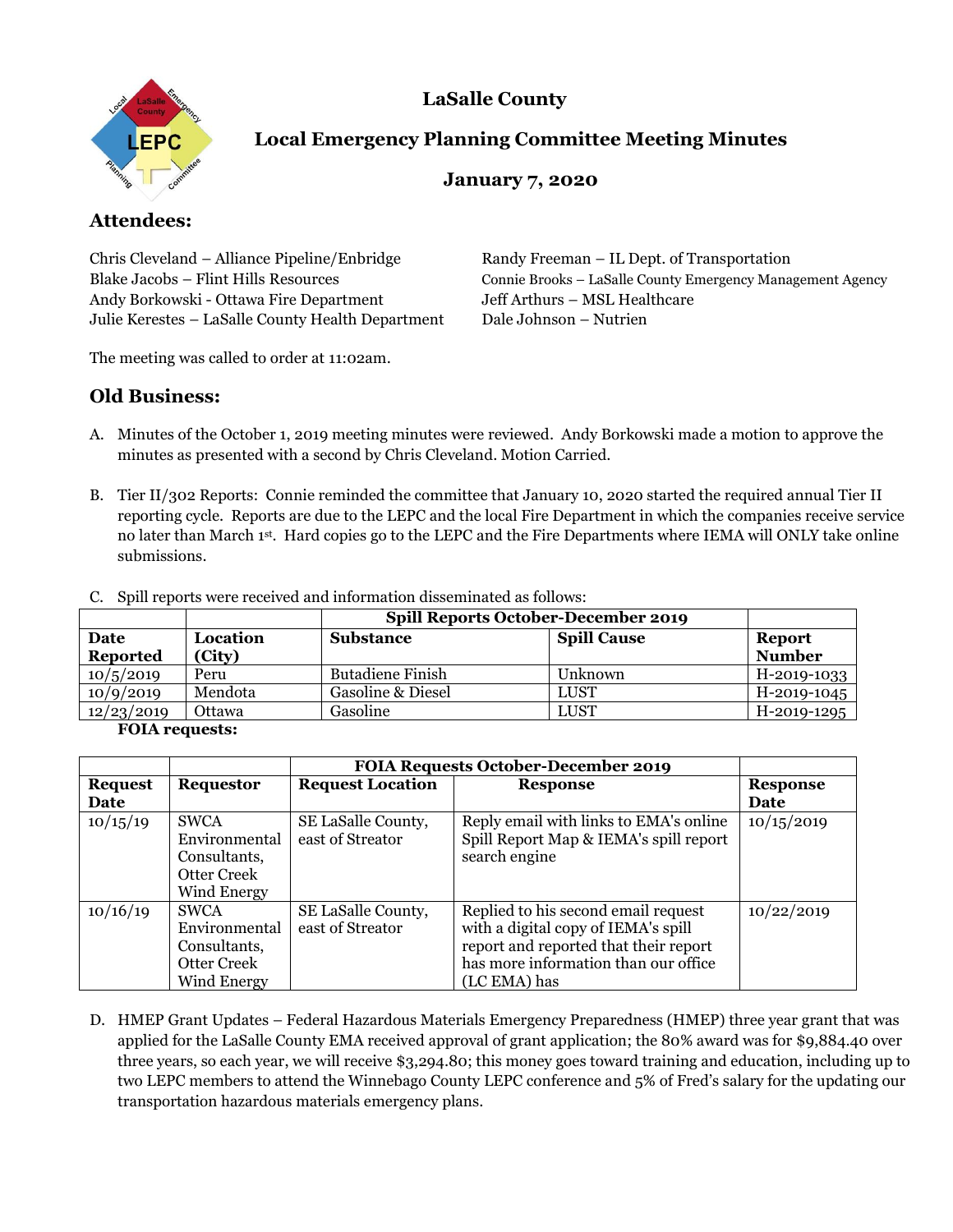# LaSalle County

## Local Emergency Planning Committee Meeting Minutes

### January 7, 2020

## Attendees:

Chris Cleveland – Alliance Pipeline/Enbridge
Blake Jacobs – Flint Hills Resources
Andy Borkowski - Ottawa Fire Department
Julie Kerestes – LaSalle County Health Department
Randy Freeman – IL Dept. of Transportation
Connie Brooks – LaSalle County Emergency Management Agency
Jeff Arthurs – MSL Healthcare
Dale Johnson – Nutrien

The meeting was called to order at 11:02am.

## Old Business:

A. Minutes of the October 1, 2019 meeting minutes were reviewed. Andy Borkowski made a motion to approve the minutes as presented with a second by Chris Cleveland. Motion Carried.

B. Tier II/302 Reports: Connie reminded the committee that January 10, 2020 started the required annual Tier II reporting cycle. Reports are due to the LEPC and the local Fire Department in which the companies receive service no later than March 1st. Hard copies go to the LEPC and the Fire Departments where IEMA will ONLY take online submissions.

C. Spill reports were received and information disseminated as follows:

| | | Spill Reports October-December 2019 | | |
|---|---|---|---|---|
| **Date Reported** | **Location (City)** | **Substance** | **Spill Cause** | **Report Number** |
| 10/5/2019 | Peru | Butadiene Finish | Unknown | H-2019-1033 |
| 10/9/2019 | Mendota | Gasoline & Diesel | LUST | H-2019-1045 |
| 12/23/2019 | Ottawa | Gasoline | LUST | H-2019-1295 |

**FOIA requests:**

| | | | FOIA Requests October-December 2019 | |
|---|---|---|---|---|
| **Request Date** | **Requestor** | **Request Location** | **Response** | **Response Date** |
| 10/15/19 | SWCA Environmental Consultants, Otter Creek Wind Energy | SE LaSalle County, east of Streator | Reply email with links to EMA's online Spill Report Map & IEMA's spill report search engine | 10/15/2019 |
| 10/16/19 | SWCA Environmental Consultants, Otter Creek Wind Energy | SE LaSalle County, east of Streator | Replied to his second email request with a digital copy of IEMA's spill report and reported that their report has more information than our office (LC EMA) has | 10/22/2019 |

D. HMEP Grant Updates – Federal Hazardous Materials Emergency Preparedness (HMEP) three year grant that was applied for the LaSalle County EMA received approval of grant application; the 80% award was for $9,884.40 over three years, so each year, we will receive $3,294.80; this money goes toward training and education, including up to two LEPC members to attend the Winnebago County LEPC conference and 5% of Fred's salary for the updating our transportation hazardous materials emergency plans.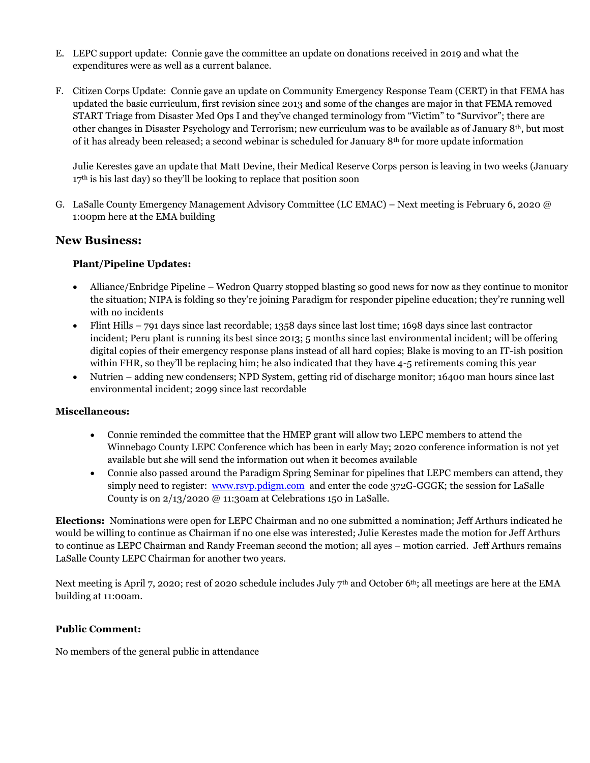E. LEPC support update: Connie gave the committee an update on donations received in 2019 and what the expenditures were as well as a current balance.

F. Citizen Corps Update: Connie gave an update on Community Emergency Response Team (CERT) in that FEMA has updated the basic curriculum, first revision since 2013 and some of the changes are major in that FEMA removed START Triage from Disaster Med Ops I and they've changed terminology from "Victim" to "Survivor"; there are other changes in Disaster Psychology and Terrorism; new curriculum was to be available as of January 8th, but most of it has already been released; a second webinar is scheduled for January 8th for more update information

   Julie Kerestes gave an update that Matt Devine, their Medical Reserve Corps person is leaving in two weeks (January 17th is his last day) so they'll be looking to replace that position soon

G. LaSalle County Emergency Management Advisory Committee (LC EMAC) – Next meeting is February 6, 2020 @ 1:00pm here at the EMA building

## New Business:

### Plant/Pipeline Updates:

- Alliance/Enbridge Pipeline – Wedron Quarry stopped blasting so good news for now as they continue to monitor the situation; NIPA is folding so they're joining Paradigm for responder pipeline education; they're running well with no incidents
- Flint Hills – 791 days since last recordable; 1358 days since last lost time; 1698 days since last contractor incident; Peru plant is running its best since 2013; 5 months since last environmental incident; will be offering digital copies of their emergency response plans instead of all hard copies; Blake is moving to an IT-ish position within FHR, so they'll be replacing him; he also indicated that they have 4-5 retirements coming this year
- Nutrien – adding new condensers; NPD System, getting rid of discharge monitor; 16400 man hours since last environmental incident; 2099 since last recordable

### Miscellaneous:

- Connie reminded the committee that the HMEP grant will allow two LEPC members to attend the Winnebago County LEPC Conference which has been in early May; 2020 conference information is not yet available but she will send the information out when it becomes available
- Connie also passed around the Paradigm Spring Seminar for pipelines that LEPC members can attend, they simply need to register: www.rsvp.pdigm.com and enter the code 372G-GGGK; the session for LaSalle County is on 2/13/2020 @ 11:30am at Celebrations 150 in LaSalle.

**Elections:** Nominations were open for LEPC Chairman and no one submitted a nomination; Jeff Arthurs indicated he would be willing to continue as Chairman if no one else was interested; Julie Kerestes made the motion for Jeff Arthurs to continue as LEPC Chairman and Randy Freeman second the motion; all ayes – motion carried. Jeff Arthurs remains LaSalle County LEPC Chairman for another two years.

Next meeting is April 7, 2020; rest of 2020 schedule includes July 7th and October 6th; all meetings are here at the EMA building at 11:00am.

### Public Comment:

No members of the general public in attendance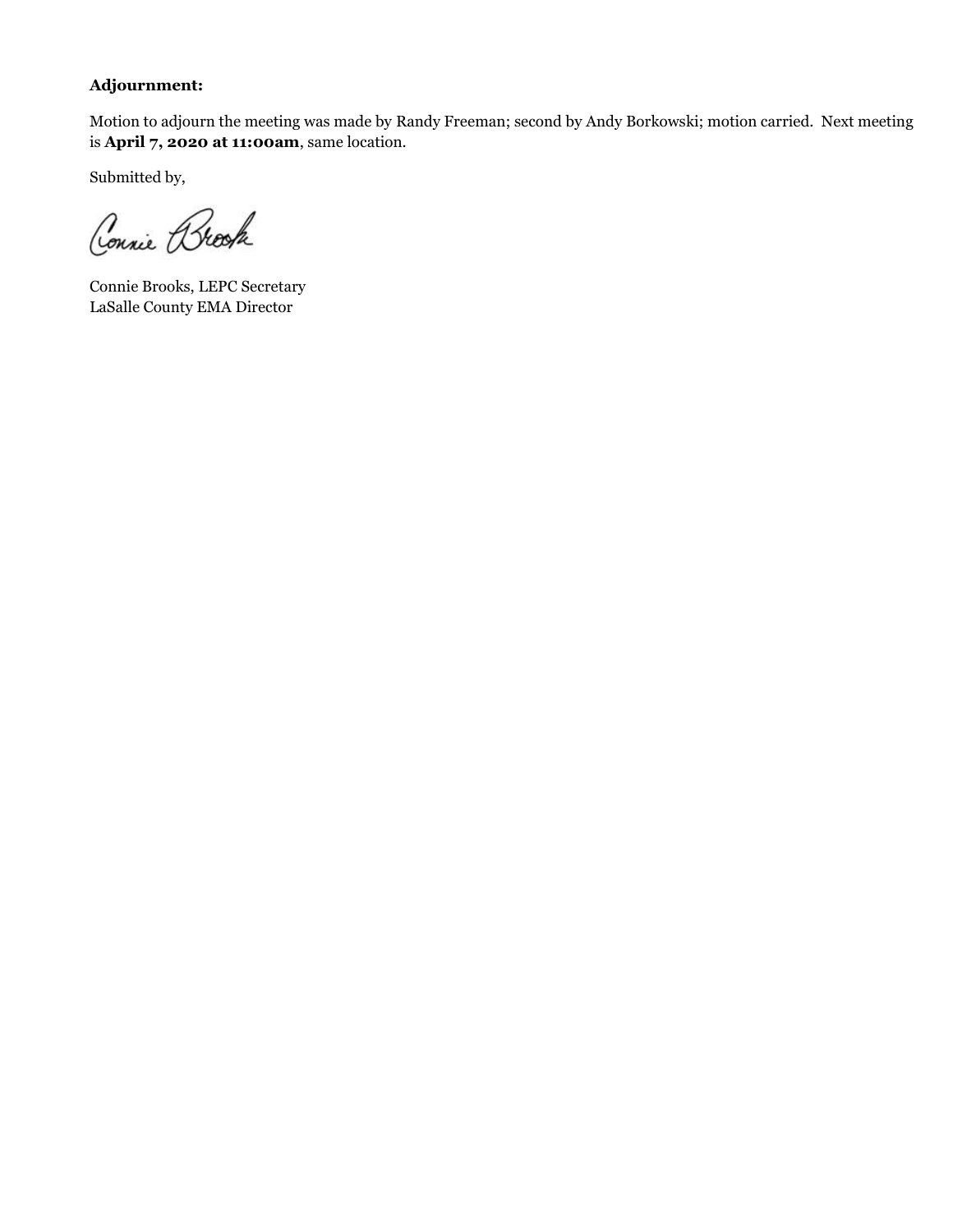**Adjournment:**

Motion to adjourn the meeting was made by Randy Freeman; second by Andy Borkowski; motion carried. Next meeting is **April 7, 2020 at 11:00am**, same location.

Submitted by,

Connie Brooks, LEPC Secretary
LaSalle County EMA Director